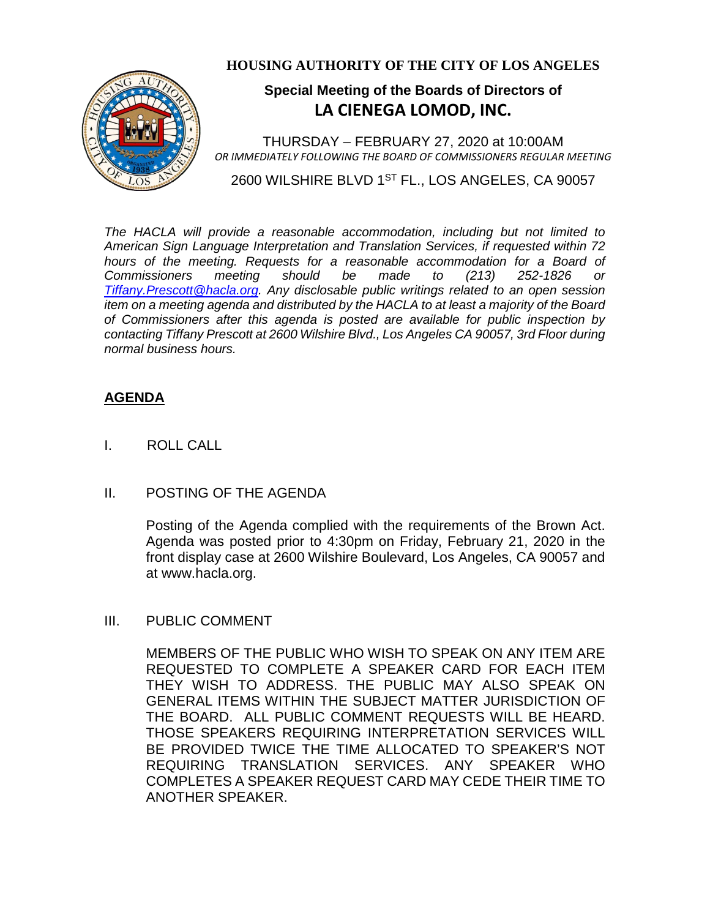**HOUSING AUTHORITY OF THE CITY OF LOS ANGELES**

## Special Meeting of the Boards of Directors of
## LA CIENEGA LOMOD, INC.

THURSDAY – FEBRUARY 27, 2020 at 10:00AM
*OR IMMEDIATELY FOLLOWING THE BOARD OF COMMISSIONERS REGULAR MEETING*

2600 WILSHIRE BLVD 1ST FL., LOS ANGELES, CA 90057

*The HACLA will provide a reasonable accommodation, including but not limited to American Sign Language Interpretation and Translation Services, if requested within 72 hours of the meeting. Requests for a reasonable accommodation for a Board of Commissioners meeting should be made to (213) 252-1826 or [Tiffany.Prescott@hacla.org](mailto:Tiffany.Prescott@hacla.org). Any disclosable public writings related to an open session item on a meeting agenda and distributed by the HACLA to at least a majority of the Board of Commissioners after this agenda is posted are available for public inspection by contacting Tiffany Prescott at 2600 Wilshire Blvd., Los Angeles CA 90057, 3rd Floor during normal business hours.*

**AGENDA**

I. ROLL CALL

II. POSTING OF THE AGENDA

Posting of the Agenda complied with the requirements of the Brown Act. Agenda was posted prior to 4:30pm on Friday, February 21, 2020 in the front display case at 2600 Wilshire Boulevard, Los Angeles, CA 90057 and at www.hacla.org.

III. PUBLIC COMMENT

MEMBERS OF THE PUBLIC WHO WISH TO SPEAK ON ANY ITEM ARE REQUESTED TO COMPLETE A SPEAKER CARD FOR EACH ITEM THEY WISH TO ADDRESS. THE PUBLIC MAY ALSO SPEAK ON GENERAL ITEMS WITHIN THE SUBJECT MATTER JURISDICTION OF THE BOARD. ALL PUBLIC COMMENT REQUESTS WILL BE HEARD. THOSE SPEAKERS REQUIRING INTERPRETATION SERVICES WILL BE PROVIDED TWICE THE TIME ALLOCATED TO SPEAKER'S NOT REQUIRING TRANSLATION SERVICES. ANY SPEAKER WHO COMPLETES A SPEAKER REQUEST CARD MAY CEDE THEIR TIME TO ANOTHER SPEAKER.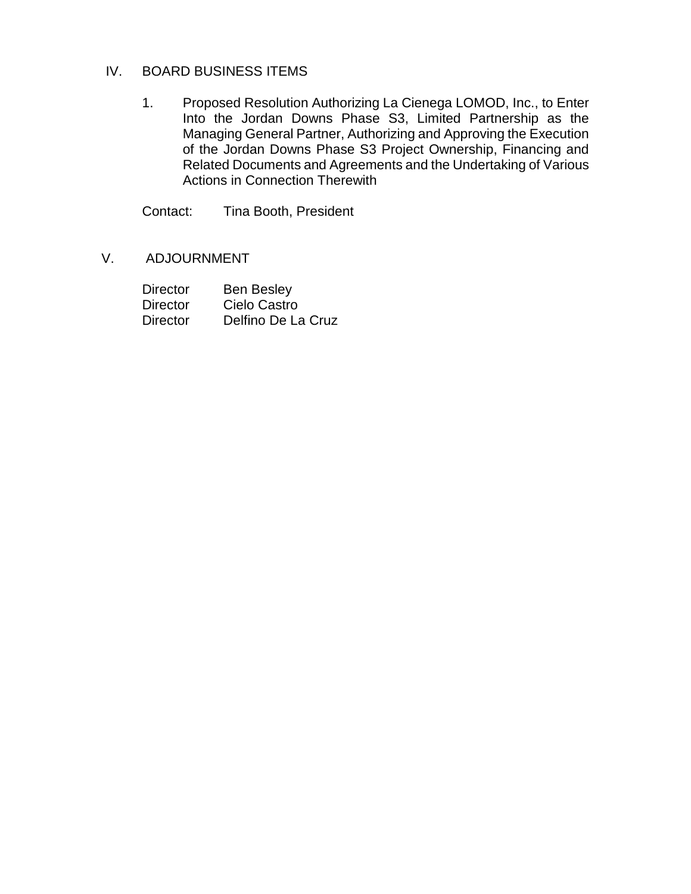## IV. BOARD BUSINESS ITEMS

1. Proposed Resolution Authorizing La Cienega LOMOD, Inc., to Enter Into the Jordan Downs Phase S3, Limited Partnership as the Managing General Partner, Authorizing and Approving the Execution of the Jordan Downs Phase S3 Project Ownership, Financing and Related Documents and Agreements and the Undertaking of Various Actions in Connection Therewith

   Contact: Tina Booth, President

## V. ADJOURNMENT

Director Ben Besley
Director Cielo Castro
Director Delfino De La Cruz